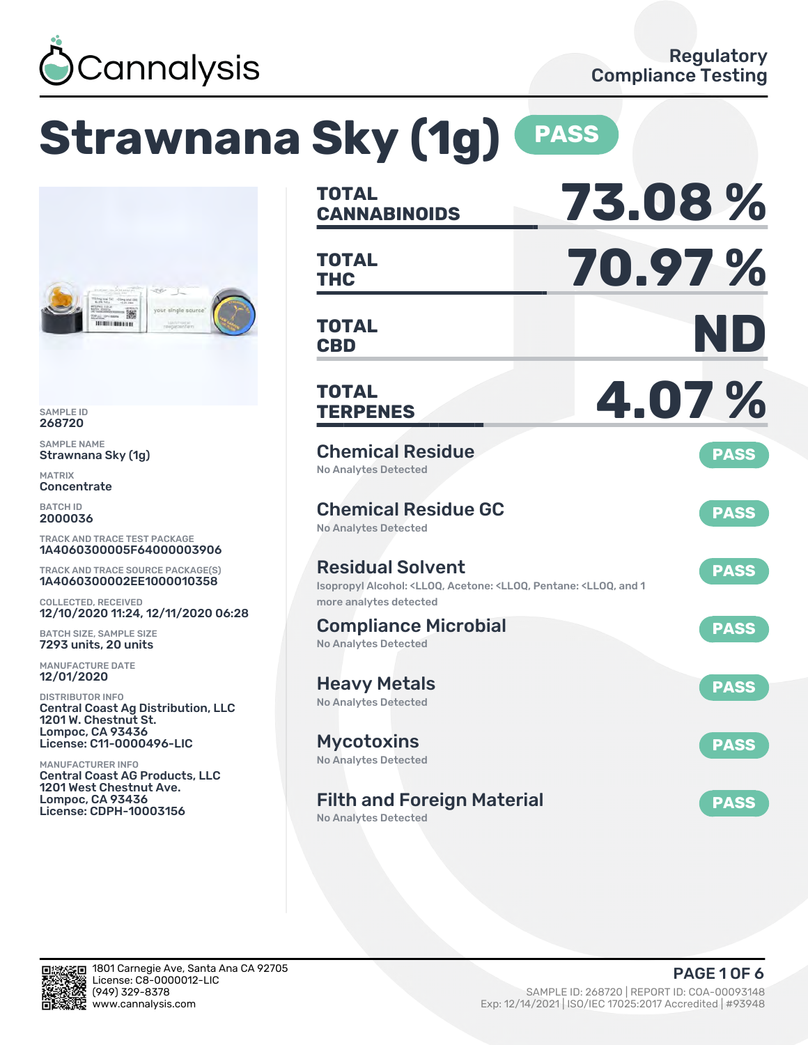Cannalysis

Regulatory Compliance Testing

# Strawnana Sky (1g) PASS

SAMPLE ID
268720

SAMPLE NAME
Strawnana Sky (1g)

MATRIX
Concentrate

BATCH ID
2000036

TRACK AND TRACE TEST PACKAGE
1A4060300005F64000003906

TRACK AND TRACE SOURCE PACKAGE(S)
1A4060300002EE1000010358

COLLECTED, RECEIVED
12/10/2020 11:24, 12/11/2020 06:28

BATCH SIZE, SAMPLE SIZE
7293 units, 20 units

MANUFACTURE DATE
12/01/2020

DISTRIBUTOR INFO
Central Coast Ag Distribution, LLC
1201 W. Chestnut St.
Lompoc, CA 93436
License: C11-0000496-LIC

MANUFACTURER INFO
Central Coast AG Products, LLC
1201 West Chestnut Ave.
Lompoc, CA 93436
License: CDPH-10003156

| | |
|---|---|
| **TOTAL CANNABINOIDS** | **73.08 %** |
| **TOTAL THC** | **70.97 %** |
| **TOTAL CBD** | **ND** |
| **TOTAL TERPENES** | **4.07 %** |

## Chemical Residue — PASS
No Analytes Detected

## Chemical Residue GC — PASS
No Analytes Detected

## Residual Solvent — PASS
Isopropyl Alcohol: <LLOQ, Acetone: <LLOQ, Pentane: <LLOQ, and 1 more analytes detected

## Compliance Microbial — PASS
No Analytes Detected

## Heavy Metals — PASS
No Analytes Detected

## Mycotoxins — PASS
No Analytes Detected

## Filth and Foreign Material — PASS
No Analytes Detected

1801 Carnegie Ave, Santa Ana CA 92705
License: C8-0000012-LIC
(949) 329-8378
www.cannalysis.com

SAMPLE ID: 268720 | REPORT ID: COA-00093148
Exp: 12/14/2021 | ISO/IEC 17025:2017 Accredited | #93948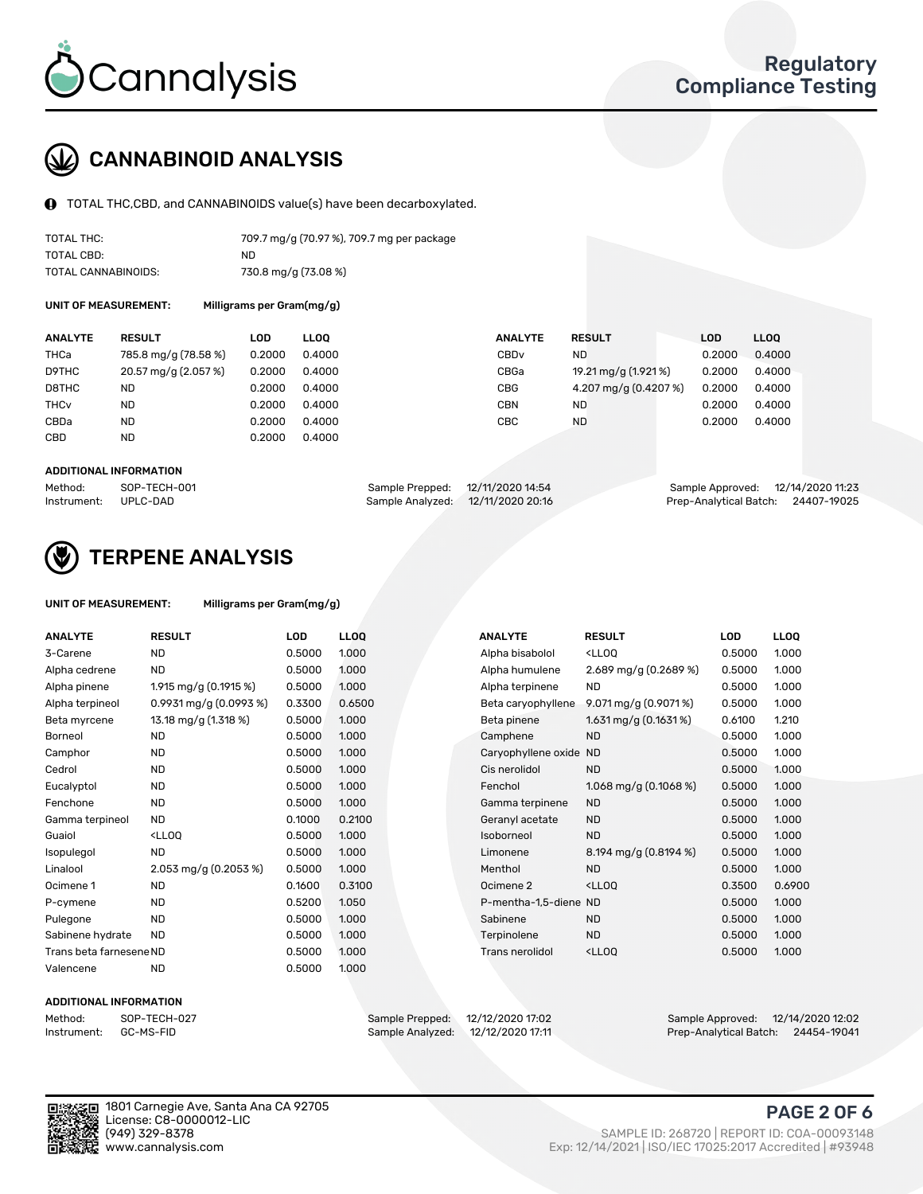# Cannalysis

## Regulatory Compliance Testing

## CANNABINOID ANALYSIS

TOTAL THC,CBD, and CANNABINOIDS value(s) have been decarboxylated.

| | |
|---|---|
| TOTAL THC: | 709.7 mg/g (70.97 %), 709.7 mg per package |
| TOTAL CBD: | ND |
| TOTAL CANNABINOIDS: | 730.8 mg/g (73.08 %) |

**UNIT OF MEASUREMENT:** Milligrams per Gram(mg/g)

| ANALYTE | RESULT | LOD | LLOQ | ANALYTE | RESULT | LOD | LLOQ |
|---|---|---|---|---|---|---|---|
| THCa | 785.8 mg/g (78.58 %) | 0.2000 | 0.4000 | CBDv | ND | 0.2000 | 0.4000 |
| D9THC | 20.57 mg/g (2.057 %) | 0.2000 | 0.4000 | CBGa | 19.21 mg/g (1.921 %) | 0.2000 | 0.4000 |
| D8THC | ND | 0.2000 | 0.4000 | CBG | 4.207 mg/g (0.4207 %) | 0.2000 | 0.4000 |
| THCv | ND | 0.2000 | 0.4000 | CBN | ND | 0.2000 | 0.4000 |
| CBDa | ND | 0.2000 | 0.4000 | CBC | ND | 0.2000 | 0.4000 |
| CBD | ND | 0.2000 | 0.4000 | | | | |

**ADDITIONAL INFORMATION**

| | | | | | |
|---|---|---|---|---|---|
| Method: | SOP-TECH-001 | Sample Prepped: | 12/11/2020 14:54 | Sample Approved: | 12/14/2020 11:23 |
| Instrument: | UPLC-DAD | Sample Analyzed: | 12/11/2020 20:16 | Prep-Analytical Batch: | 24407-19025 |

## TERPENE ANALYSIS

**UNIT OF MEASUREMENT:** Milligrams per Gram(mg/g)

| ANALYTE | RESULT | LOD | LLOQ | ANALYTE | RESULT | LOD | LLOQ |
|---|---|---|---|---|---|---|---|
| 3-Carene | ND | 0.5000 | 1.000 | Alpha bisabolol | <LLOQ | 0.5000 | 1.000 |
| Alpha cedrene | ND | 0.5000 | 1.000 | Alpha humulene | 2.689 mg/g (0.2689 %) | 0.5000 | 1.000 |
| Alpha pinene | 1.915 mg/g (0.1915 %) | 0.5000 | 1.000 | Alpha terpinene | ND | 0.5000 | 1.000 |
| Alpha terpineol | 0.9931 mg/g (0.0993 %) | 0.3300 | 0.6500 | Beta caryophyllene | 9.071 mg/g (0.9071 %) | 0.5000 | 1.000 |
| Beta myrcene | 13.18 mg/g (1.318 %) | 0.5000 | 1.000 | Beta pinene | 1.631 mg/g (0.1631 %) | 0.6100 | 1.210 |
| Borneol | ND | 0.5000 | 1.000 | Camphene | ND | 0.5000 | 1.000 |
| Camphor | ND | 0.5000 | 1.000 | Caryophyllene oxide | ND | 0.5000 | 1.000 |
| Cedrol | ND | 0.5000 | 1.000 | Cis nerolidol | ND | 0.5000 | 1.000 |
| Eucalyptol | ND | 0.5000 | 1.000 | Fenchol | 1.068 mg/g (0.1068 %) | 0.5000 | 1.000 |
| Fenchone | ND | 0.5000 | 1.000 | Gamma terpinene | ND | 0.5000 | 1.000 |
| Gamma terpineol | ND | 0.1000 | 0.2100 | Geranyl acetate | ND | 0.5000 | 1.000 |
| Guaiol | <LLOQ | 0.5000 | 1.000 | Isoborneol | ND | 0.5000 | 1.000 |
| Isopulegol | ND | 0.5000 | 1.000 | Limonene | 8.194 mg/g (0.8194 %) | 0.5000 | 1.000 |
| Linalool | 2.053 mg/g (0.2053 %) | 0.5000 | 1.000 | Menthol | ND | 0.5000 | 1.000 |
| Ocimene 1 | ND | 0.1600 | 0.3100 | Ocimene 2 | <LLOQ | 0.3500 | 0.6900 |
| P-cymene | ND | 0.5200 | 1.050 | P-mentha-1,5-diene | ND | 0.5000 | 1.000 |
| Pulegone | ND | 0.5000 | 1.000 | Sabinene | ND | 0.5000 | 1.000 |
| Sabinene hydrate | ND | 0.5000 | 1.000 | Terpinolene | ND | 0.5000 | 1.000 |
| Trans beta farnesene | ND | 0.5000 | 1.000 | Trans nerolidol | <LLOQ | 0.5000 | 1.000 |
| Valencene | ND | 0.5000 | 1.000 | | | | |

**ADDITIONAL INFORMATION**

| | | | | | |
|---|---|---|---|---|---|
| Method: | SOP-TECH-027 | Sample Prepped: | 12/12/2020 17:02 | Sample Approved: | 12/14/2020 12:02 |
| Instrument: | GC-MS-FID | Sample Analyzed: | 12/12/2020 17:11 | Prep-Analytical Batch: | 24454-19041 |

1801 Carnegie Ave, Santa Ana CA 92705
License: C8-0000012-LIC
(949) 329-8378
www.cannalysis.com

SAMPLE ID: 268720 | REPORT ID: COA-00093148
Exp: 12/14/2021 | ISO/IEC 17025:2017 Accredited | #93948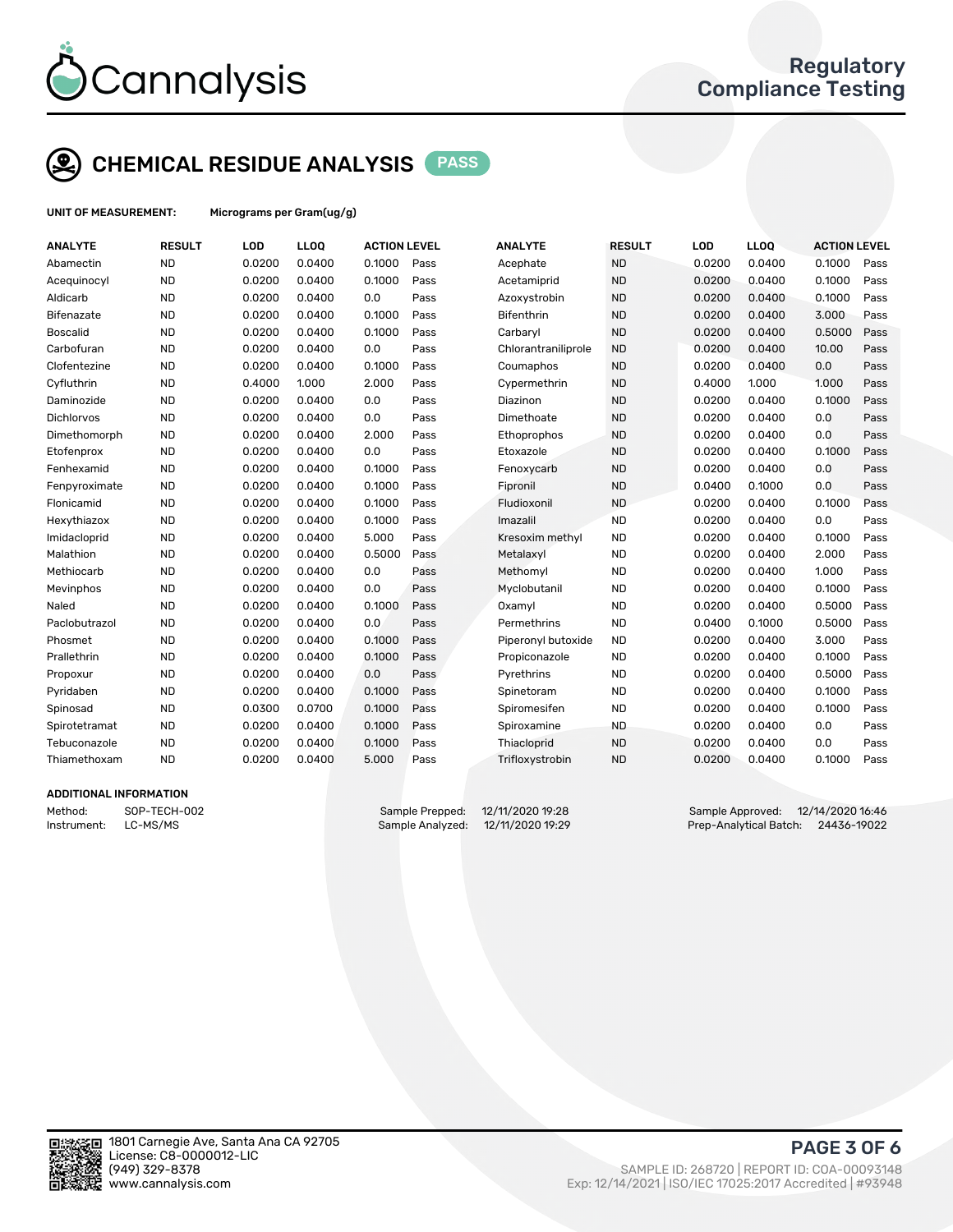# CHEMICAL RESIDUE ANALYSIS PASS

**UNIT OF MEASUREMENT:** Micrograms per Gram(ug/g)

| ANALYTE | RESULT | LOD | LLOQ | ACTION LEVEL | | ANALYTE | RESULT | LOD | LLOQ | ACTION LEVEL | |
|---|---|---|---|---|---|---|---|---|---|---|---|
| Abamectin | ND | 0.0200 | 0.0400 | 0.1000 | Pass | Acephate | ND | 0.0200 | 0.0400 | 0.1000 | Pass |
| Acequinocyl | ND | 0.0200 | 0.0400 | 0.1000 | Pass | Acetamiprid | ND | 0.0200 | 0.0400 | 0.1000 | Pass |
| Aldicarb | ND | 0.0200 | 0.0400 | 0.0 | Pass | Azoxystrobin | ND | 0.0200 | 0.0400 | 0.1000 | Pass |
| Bifenazate | ND | 0.0200 | 0.0400 | 0.1000 | Pass | Bifenthrin | ND | 0.0200 | 0.0400 | 3.000 | Pass |
| Boscalid | ND | 0.0200 | 0.0400 | 0.1000 | Pass | Carbaryl | ND | 0.0200 | 0.0400 | 0.5000 | Pass |
| Carbofuran | ND | 0.0200 | 0.0400 | 0.0 | Pass | Chlorantraniliprole | ND | 0.0200 | 0.0400 | 10.00 | Pass |
| Clofentezine | ND | 0.0200 | 0.0400 | 0.1000 | Pass | Coumaphos | ND | 0.0200 | 0.0400 | 0.0 | Pass |
| Cyfluthrin | ND | 0.4000 | 1.000 | 2.000 | Pass | Cypermethrin | ND | 0.4000 | 1.000 | 1.000 | Pass |
| Daminozide | ND | 0.0200 | 0.0400 | 0.0 | Pass | Diazinon | ND | 0.0200 | 0.0400 | 0.1000 | Pass |
| Dichlorvos | ND | 0.0200 | 0.0400 | 0.0 | Pass | Dimethoate | ND | 0.0200 | 0.0400 | 0.0 | Pass |
| Dimethomorph | ND | 0.0200 | 0.0400 | 2.000 | Pass | Ethoprophos | ND | 0.0200 | 0.0400 | 0.0 | Pass |
| Etofenprox | ND | 0.0200 | 0.0400 | 0.0 | Pass | Etoxazole | ND | 0.0200 | 0.0400 | 0.1000 | Pass |
| Fenhexamid | ND | 0.0200 | 0.0400 | 0.1000 | Pass | Fenoxycarb | ND | 0.0200 | 0.0400 | 0.0 | Pass |
| Fenpyroximate | ND | 0.0200 | 0.0400 | 0.1000 | Pass | Fipronil | ND | 0.0400 | 0.1000 | 0.0 | Pass |
| Flonicamid | ND | 0.0200 | 0.0400 | 0.1000 | Pass | Fludioxonil | ND | 0.0200 | 0.0400 | 0.1000 | Pass |
| Hexythiazox | ND | 0.0200 | 0.0400 | 0.1000 | Pass | Imazalil | ND | 0.0200 | 0.0400 | 0.0 | Pass |
| Imidacloprid | ND | 0.0200 | 0.0400 | 5.000 | Pass | Kresoxim methyl | ND | 0.0200 | 0.0400 | 0.1000 | Pass |
| Malathion | ND | 0.0200 | 0.0400 | 0.5000 | Pass | Metalaxyl | ND | 0.0200 | 0.0400 | 2.000 | Pass |
| Methiocarb | ND | 0.0200 | 0.0400 | 0.0 | Pass | Methomyl | ND | 0.0200 | 0.0400 | 1.000 | Pass |
| Mevinphos | ND | 0.0200 | 0.0400 | 0.0 | Pass | Myclobutanil | ND | 0.0200 | 0.0400 | 0.1000 | Pass |
| Naled | ND | 0.0200 | 0.0400 | 0.1000 | Pass | Oxamyl | ND | 0.0200 | 0.0400 | 0.5000 | Pass |
| Paclobutrazol | ND | 0.0200 | 0.0400 | 0.0 | Pass | Permethrins | ND | 0.0400 | 0.1000 | 0.5000 | Pass |
| Phosmet | ND | 0.0200 | 0.0400 | 0.1000 | Pass | Piperonyl butoxide | ND | 0.0200 | 0.0400 | 3.000 | Pass |
| Prallethrin | ND | 0.0200 | 0.0400 | 0.1000 | Pass | Propiconazole | ND | 0.0200 | 0.0400 | 0.1000 | Pass |
| Propoxur | ND | 0.0200 | 0.0400 | 0.0 | Pass | Pyrethrins | ND | 0.0200 | 0.0400 | 0.5000 | Pass |
| Pyridaben | ND | 0.0200 | 0.0400 | 0.1000 | Pass | Spinetoram | ND | 0.0200 | 0.0400 | 0.1000 | Pass |
| Spinosad | ND | 0.0300 | 0.0700 | 0.1000 | Pass | Spiromesifen | ND | 0.0200 | 0.0400 | 0.1000 | Pass |
| Spirotetramat | ND | 0.0200 | 0.0400 | 0.1000 | Pass | Spiroxamine | ND | 0.0200 | 0.0400 | 0.0 | Pass |
| Tebuconazole | ND | 0.0200 | 0.0400 | 0.1000 | Pass | Thiacloprid | ND | 0.0200 | 0.0400 | 0.0 | Pass |
| Thiamethoxam | ND | 0.0200 | 0.0400 | 5.000 | Pass | Trifloxystrobin | ND | 0.0200 | 0.0400 | 0.1000 | Pass |

## ADDITIONAL INFORMATION

Method: SOP-TECH-002
Instrument: LC-MS/MS

Sample Prepped: 12/11/2020 19:28
Sample Analyzed: 12/11/2020 19:29

Sample Approved: 12/14/2020 16:46
Prep-Analytical Batch: 24436-19022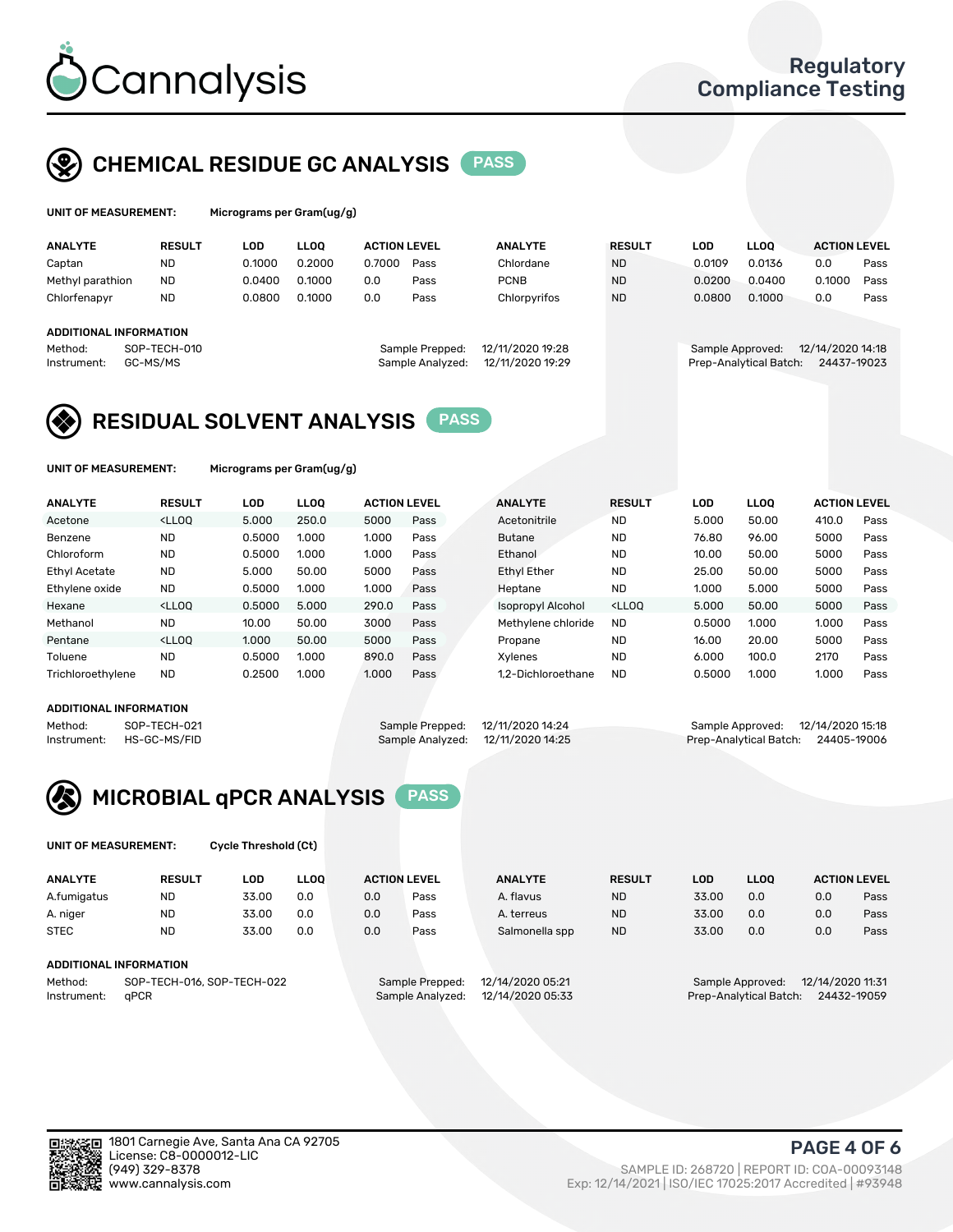# Cannalysis

Regulatory Compliance Testing

## CHEMICAL RESIDUE GC ANALYSIS — PASS

**UNIT OF MEASUREMENT:** Micrograms per Gram(ug/g)

| ANALYTE | RESULT | LOD | LLOQ | ACTION LEVEL | | ANALYTE | RESULT | LOD | LLOQ | ACTION LEVEL | |
|---|---|---|---|---|---|---|---|---|---|---|---|
| Captan | ND | 0.1000 | 0.2000 | 0.7000 | Pass | Chlordane | ND | 0.0109 | 0.0136 | 0.0 | Pass |
| Methyl parathion | ND | 0.0400 | 0.1000 | 0.0 | Pass | PCNB | ND | 0.0200 | 0.0400 | 0.1000 | Pass |
| Chlorfenapyr | ND | 0.0800 | 0.1000 | 0.0 | Pass | Chlorpyrifos | ND | 0.0800 | 0.1000 | 0.0 | Pass |

**ADDITIONAL INFORMATION**

Method: SOP-TECH-010
Instrument: GC-MS/MS
Sample Prepped: 12/11/2020 19:28
Sample Analyzed: 12/11/2020 19:29
Sample Approved: 12/14/2020 14:18
Prep-Analytical Batch: 24437-19023

## RESIDUAL SOLVENT ANALYSIS — PASS

**UNIT OF MEASUREMENT:** Micrograms per Gram(ug/g)

| ANALYTE | RESULT | LOD | LLOQ | ACTION LEVEL | | ANALYTE | RESULT | LOD | LLOQ | ACTION LEVEL | |
|---|---|---|---|---|---|---|---|---|---|---|---|
| Acetone | <LLOQ | 5.000 | 250.0 | 5000 | Pass | Acetonitrile | ND | 5.000 | 50.00 | 410.0 | Pass |
| Benzene | ND | 0.5000 | 1.000 | 1.000 | Pass | Butane | ND | 76.80 | 96.00 | 5000 | Pass |
| Chloroform | ND | 0.5000 | 1.000 | 1.000 | Pass | Ethanol | ND | 10.00 | 50.00 | 5000 | Pass |
| Ethyl Acetate | ND | 5.000 | 50.00 | 5000 | Pass | Ethyl Ether | ND | 25.00 | 50.00 | 5000 | Pass |
| Ethylene oxide | ND | 0.5000 | 1.000 | 1.000 | Pass | Heptane | ND | 1.000 | 5.000 | 5000 | Pass |
| Hexane | <LLOQ | 0.5000 | 5.000 | 290.0 | Pass | Isopropyl Alcohol | <LLOQ | 5.000 | 50.00 | 5000 | Pass |
| Methanol | ND | 10.00 | 50.00 | 3000 | Pass | Methylene chloride | ND | 0.5000 | 1.000 | 1.000 | Pass |
| Pentane | <LLOQ | 1.000 | 50.00 | 5000 | Pass | Propane | ND | 16.00 | 20.00 | 5000 | Pass |
| Toluene | ND | 0.5000 | 1.000 | 890.0 | Pass | Xylenes | ND | 6.000 | 100.0 | 2170 | Pass |
| Trichloroethylene | ND | 0.2500 | 1.000 | 1.000 | Pass | 1,2-Dichloroethane | ND | 0.5000 | 1.000 | 1.000 | Pass |

**ADDITIONAL INFORMATION**

Method: SOP-TECH-021
Instrument: HS-GC-MS/FID
Sample Prepped: 12/11/2020 14:24
Sample Analyzed: 12/11/2020 14:25
Sample Approved: 12/14/2020 15:18
Prep-Analytical Batch: 24405-19006

## MICROBIAL qPCR ANALYSIS — PASS

**UNIT OF MEASUREMENT:** Cycle Threshold (Ct)

| ANALYTE | RESULT | LOD | LLOQ | ACTION LEVEL | | ANALYTE | RESULT | LOD | LLOQ | ACTION LEVEL | |
|---|---|---|---|---|---|---|---|---|---|---|---|
| A.fumigatus | ND | 33.00 | 0.0 | 0.0 | Pass | A. flavus | ND | 33.00 | 0.0 | 0.0 | Pass |
| A. niger | ND | 33.00 | 0.0 | 0.0 | Pass | A. terreus | ND | 33.00 | 0.0 | 0.0 | Pass |
| STEC | ND | 33.00 | 0.0 | 0.0 | Pass | Salmonella spp | ND | 33.00 | 0.0 | 0.0 | Pass |

**ADDITIONAL INFORMATION**

Method: SOP-TECH-016, SOP-TECH-022
Instrument: qPCR
Sample Prepped: 12/14/2020 05:21
Sample Analyzed: 12/14/2020 05:33
Sample Approved: 12/14/2020 11:31
Prep-Analytical Batch: 24432-19059

1801 Carnegie Ave, Santa Ana CA 92705
License: C8-0000012-LIC
(949) 329-8378
www.cannalysis.com

SAMPLE ID: 268720 | REPORT ID: COA-00093148
Exp: 12/14/2021 | ISO/IEC 17025:2017 Accredited | #93948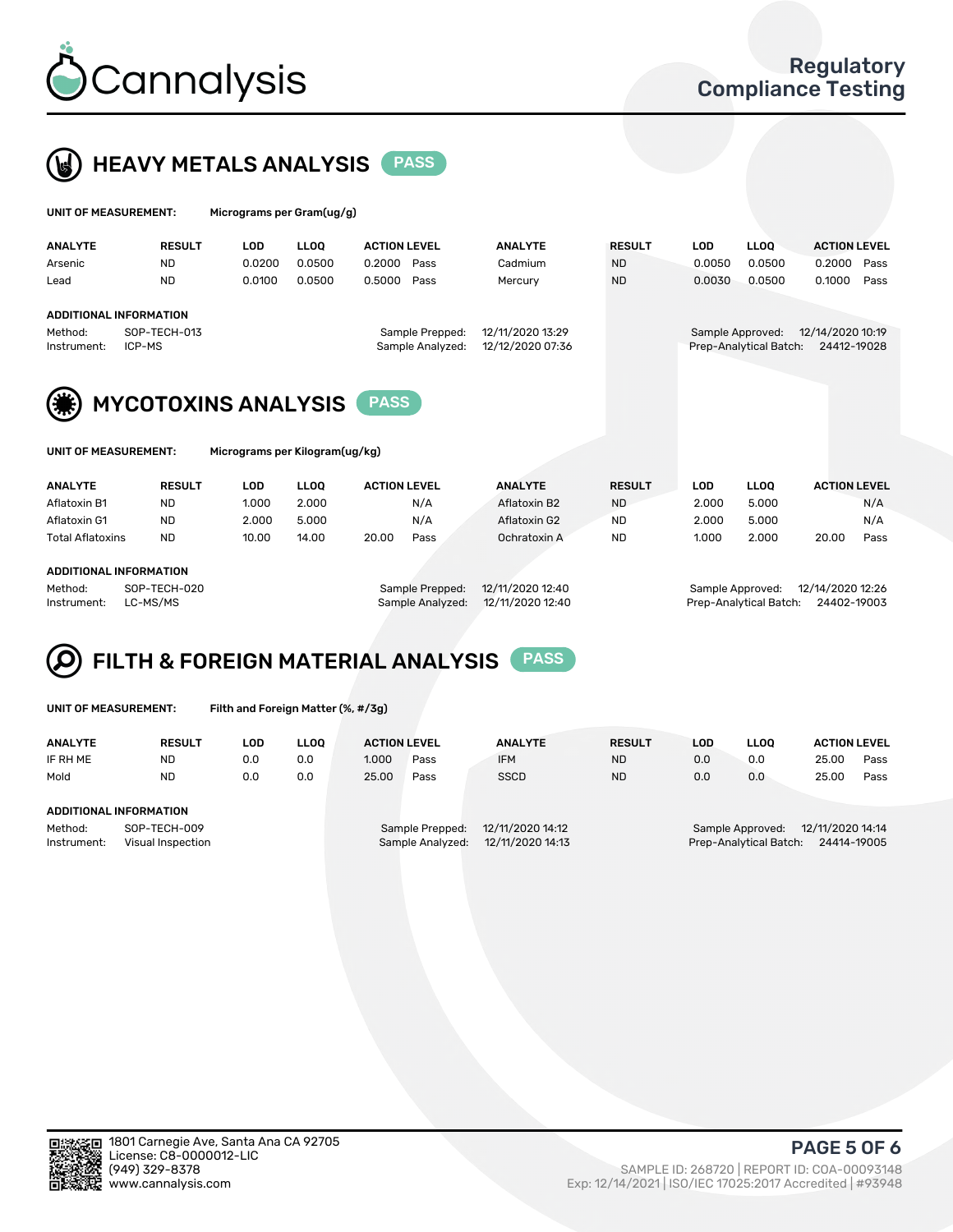# Cannalysis

Regulatory Compliance Testing

## HEAVY METALS ANALYSIS PASS

**UNIT OF MEASUREMENT:** Micrograms per Gram(ug/g)

| ANALYTE | RESULT | LOD | LLOQ | ACTION LEVEL | | ANALYTE | RESULT | LOD | LLOQ | ACTION LEVEL | |
|---|---|---|---|---|---|---|---|---|---|---|---|
| Arsenic | ND | 0.0200 | 0.0500 | 0.2000 | Pass | Cadmium | ND | 0.0050 | 0.0500 | 0.2000 | Pass |
| Lead | ND | 0.0100 | 0.0500 | 0.5000 | Pass | Mercury | ND | 0.0030 | 0.0500 | 0.1000 | Pass |

**ADDITIONAL INFORMATION**

Method: SOP-TECH-013
Instrument: ICP-MS
Sample Prepped: 12/11/2020 13:29
Sample Analyzed: 12/12/2020 07:36
Sample Approved: 12/14/2020 10:19
Prep-Analytical Batch: 24412-19028

## MYCOTOXINS ANALYSIS PASS

**UNIT OF MEASUREMENT:** Micrograms per Kilogram(ug/kg)

| ANALYTE | RESULT | LOD | LLOQ | ACTION LEVEL | | ANALYTE | RESULT | LOD | LLOQ | ACTION LEVEL | |
|---|---|---|---|---|---|---|---|---|---|---|---|
| Aflatoxin B1 | ND | 1.000 | 2.000 | | N/A | Aflatoxin B2 | ND | 2.000 | 5.000 | | N/A |
| Aflatoxin G1 | ND | 2.000 | 5.000 | | N/A | Aflatoxin G2 | ND | 2.000 | 5.000 | | N/A |
| Total Aflatoxins | ND | 10.00 | 14.00 | 20.00 | Pass | Ochratoxin A | ND | 1.000 | 2.000 | 20.00 | Pass |

**ADDITIONAL INFORMATION**

Method: SOP-TECH-020
Instrument: LC-MS/MS
Sample Prepped: 12/11/2020 12:40
Sample Analyzed: 12/11/2020 12:40
Sample Approved: 12/14/2020 12:26
Prep-Analytical Batch: 24402-19003

## FILTH & FOREIGN MATERIAL ANALYSIS PASS

**UNIT OF MEASUREMENT:** Filth and Foreign Matter (%, #/3g)

| ANALYTE | RESULT | LOD | LLOQ | ACTION LEVEL | | ANALYTE | RESULT | LOD | LLOQ | ACTION LEVEL | |
|---|---|---|---|---|---|---|---|---|---|---|---|
| IF RH ME | ND | 0.0 | 0.0 | 1.000 | Pass | IFM | ND | 0.0 | 0.0 | 25.00 | Pass |
| Mold | ND | 0.0 | 0.0 | 25.00 | Pass | SSCD | ND | 0.0 | 0.0 | 25.00 | Pass |

**ADDITIONAL INFORMATION**

Method: SOP-TECH-009
Instrument: Visual Inspection
Sample Prepped: 12/11/2020 14:12
Sample Analyzed: 12/11/2020 14:13
Sample Approved: 12/11/2020 14:14
Prep-Analytical Batch: 24414-19005

1801 Carnegie Ave, Santa Ana CA 92705
License: C8-0000012-LIC
(949) 329-8378
www.cannalysis.com

SAMPLE ID: 268720 | REPORT ID: COA-00093148
Exp: 12/14/2021 | ISO/IEC 17025:2017 Accredited | #93948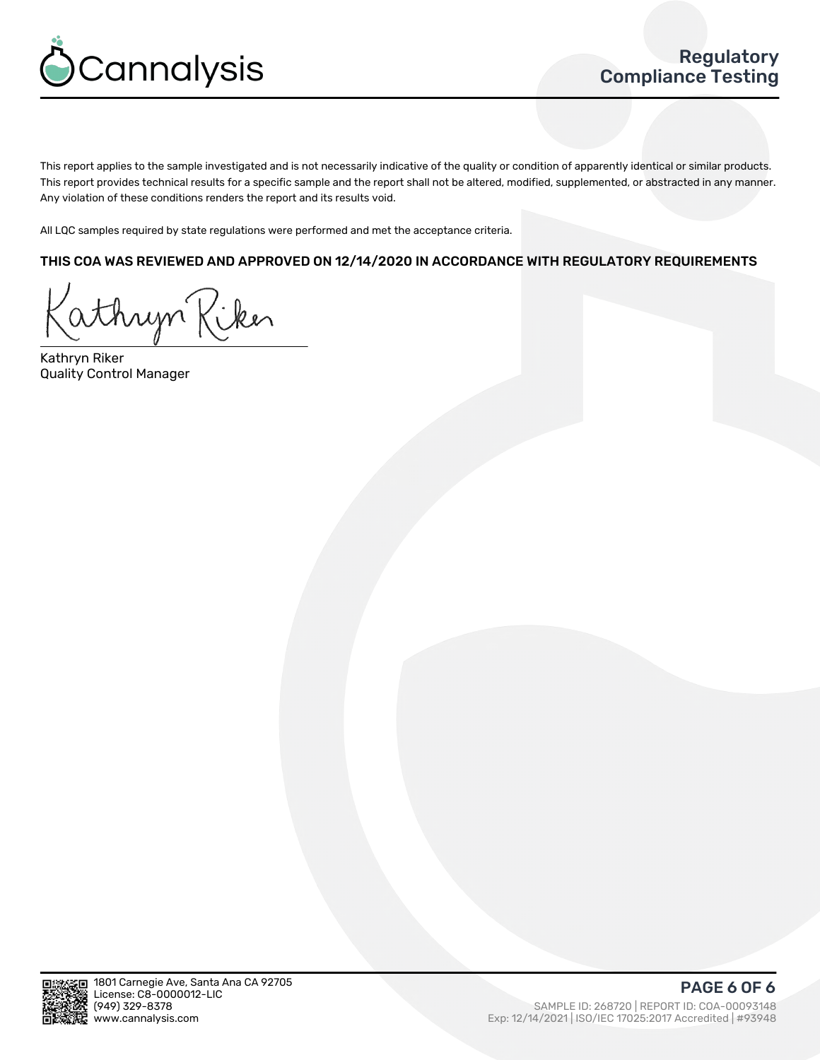This report applies to the sample investigated and is not necessarily indicative of the quality or condition of apparently identical or similar products. This report provides technical results for a specific sample and the report shall not be altered, modified, supplemented, or abstracted in any manner. Any violation of these conditions renders the report and its results void.

All LQC samples required by state regulations were performed and met the acceptance criteria.

**THIS COA WAS REVIEWED AND APPROVED ON 12/14/2020 IN ACCORDANCE WITH REGULATORY REQUIREMENTS**

Kathryn Riker
Quality Control Manager

1801 Carnegie Ave, Santa Ana CA 92705
License: C8-0000012-LIC
(949) 329-8378
www.cannalysis.com

SAMPLE ID: 268720 | REPORT ID: COA-00093148
Exp: 12/14/2021 | ISO/IEC 17025:2017 Accredited | #93948